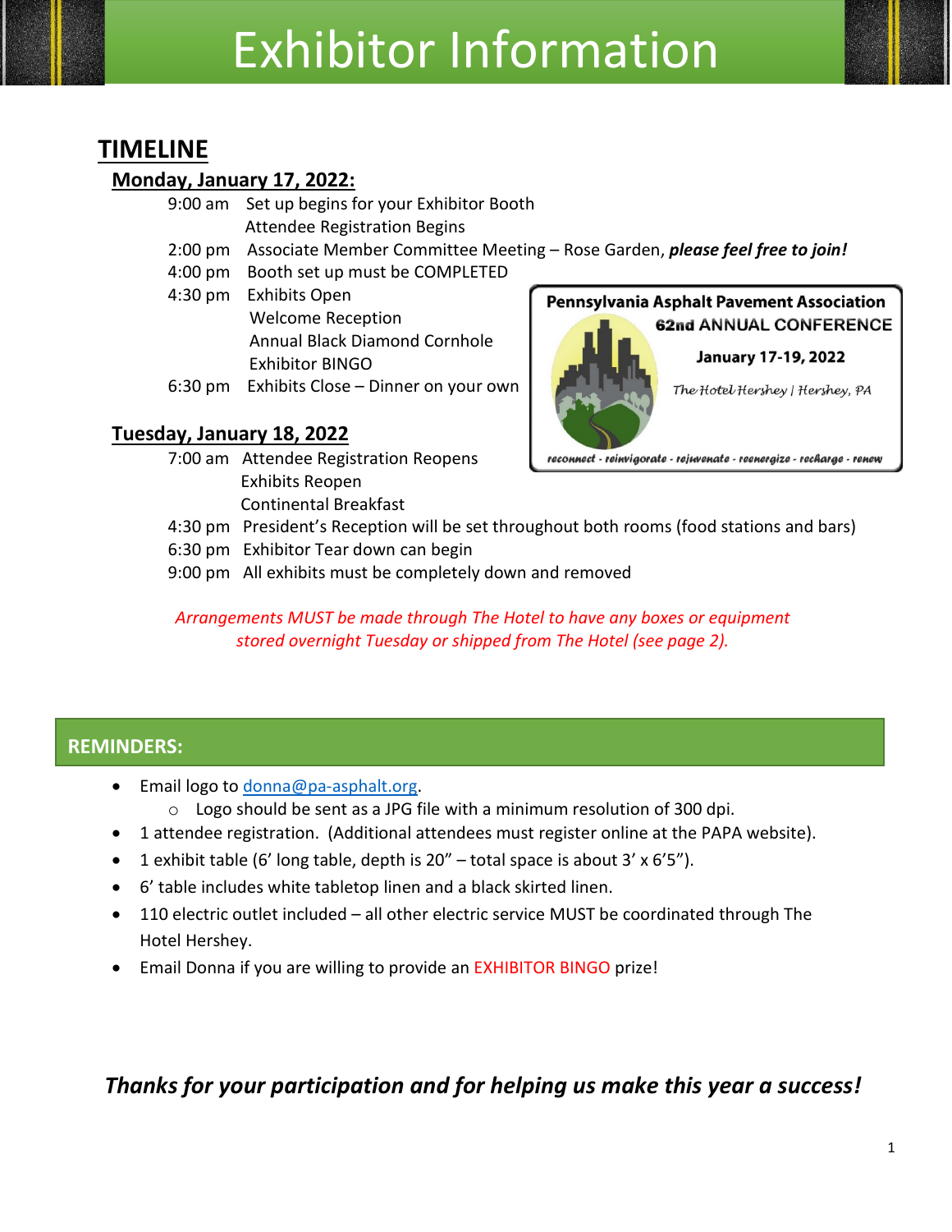# Exhibitor Information

## TIMELINE

### Monday, January 17, 2022:

- 9:00 am  Set up begins for your Exhibitor Booth
  Attendee Registration Begins
- 2:00 pm  Associate Member Committee Meeting – Rose Garden, ***please feel free to join!***
- 4:00 pm  Booth set up must be COMPLETED
- 4:30 pm  Exhibits Open
  Welcome Reception
  Annual Black Diamond Cornhole
  Exhibitor BINGO
- 6:30 pm  Exhibits Close – Dinner on your own

**Pennsylvania Asphalt Pavement Association**
**62nd ANNUAL CONFERENCE**
**January 17-19, 2022**
*The Hotel Hershey | Hershey, PA*
*reconnect - reinvigorate - rejuvenate - reenergize - recharge - renew*

### Tuesday, January 18, 2022

- 7:00 am  Attendee Registration Reopens
  Exhibits Reopen
  Continental Breakfast
- 4:30 pm  President's Reception will be set throughout both rooms (food stations and bars)
- 6:30 pm  Exhibitor Tear down can begin
- 9:00 pm  All exhibits must be completely down and removed

*Arrangements MUST be made through The Hotel to have any boxes or equipment stored overnight Tuesday or shipped from The Hotel (see page 2).*

## REMINDERS:

- Email logo to donna@pa-asphalt.org.
  - Logo should be sent as a JPG file with a minimum resolution of 300 dpi.
- 1 attendee registration. (Additional attendees must register online at the PAPA website).
- 1 exhibit table (6' long table, depth is 20" – total space is about 3' x 6'5").
- 6' table includes white tabletop linen and a black skirted linen.
- 110 electric outlet included – all other electric service MUST be coordinated through The Hotel Hershey.
- Email Donna if you are willing to provide an EXHIBITOR BINGO prize!

***Thanks for your participation and for helping us make this year a success!***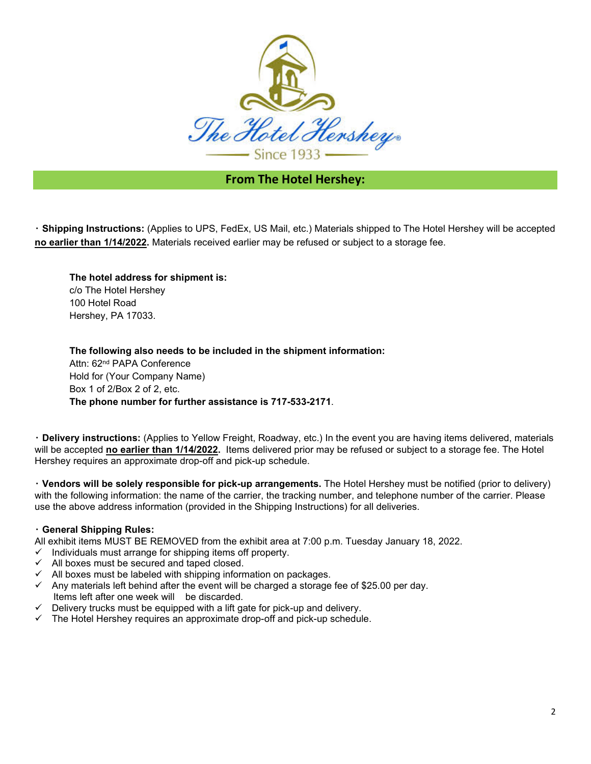## From The Hotel Hershey:

・**Shipping Instructions:** (Applies to UPS, FedEx, US Mail, etc.) Materials shipped to The Hotel Hershey will be accepted **no earlier than 1/14/2022.** Materials received earlier may be refused or subject to a storage fee.

**The hotel address for shipment is:**
c/o The Hotel Hershey
100 Hotel Road
Hershey, PA 17033.

**The following also needs to be included in the shipment information:**
Attn: 62nd PAPA Conference
Hold for (Your Company Name)
Box 1 of 2/Box 2 of 2, etc.
**The phone number for further assistance is 717-533-2171**.

・**Delivery instructions:** (Applies to Yellow Freight, Roadway, etc.) In the event you are having items delivered, materials will be accepted **no earlier than 1/14/2022.** Items delivered prior may be refused or subject to a storage fee. The Hotel Hershey requires an approximate drop-off and pick-up schedule.

・**Vendors will be solely responsible for pick-up arrangements.** The Hotel Hershey must be notified (prior to delivery) with the following information: the name of the carrier, the tracking number, and telephone number of the carrier. Please use the above address information (provided in the Shipping Instructions) for all deliveries.

・**General Shipping Rules:**
All exhibit items MUST BE REMOVED from the exhibit area at 7:00 p.m. Tuesday January 18, 2022.

- ✓ Individuals must arrange for shipping items off property.
- ✓ All boxes must be secured and taped closed.
- ✓ All boxes must be labeled with shipping information on packages.
- ✓ Any materials left behind after the event will be charged a storage fee of $25.00 per day. Items left after one week will be discarded.
- ✓ Delivery trucks must be equipped with a lift gate for pick-up and delivery.
- ✓ The Hotel Hershey requires an approximate drop-off and pick-up schedule.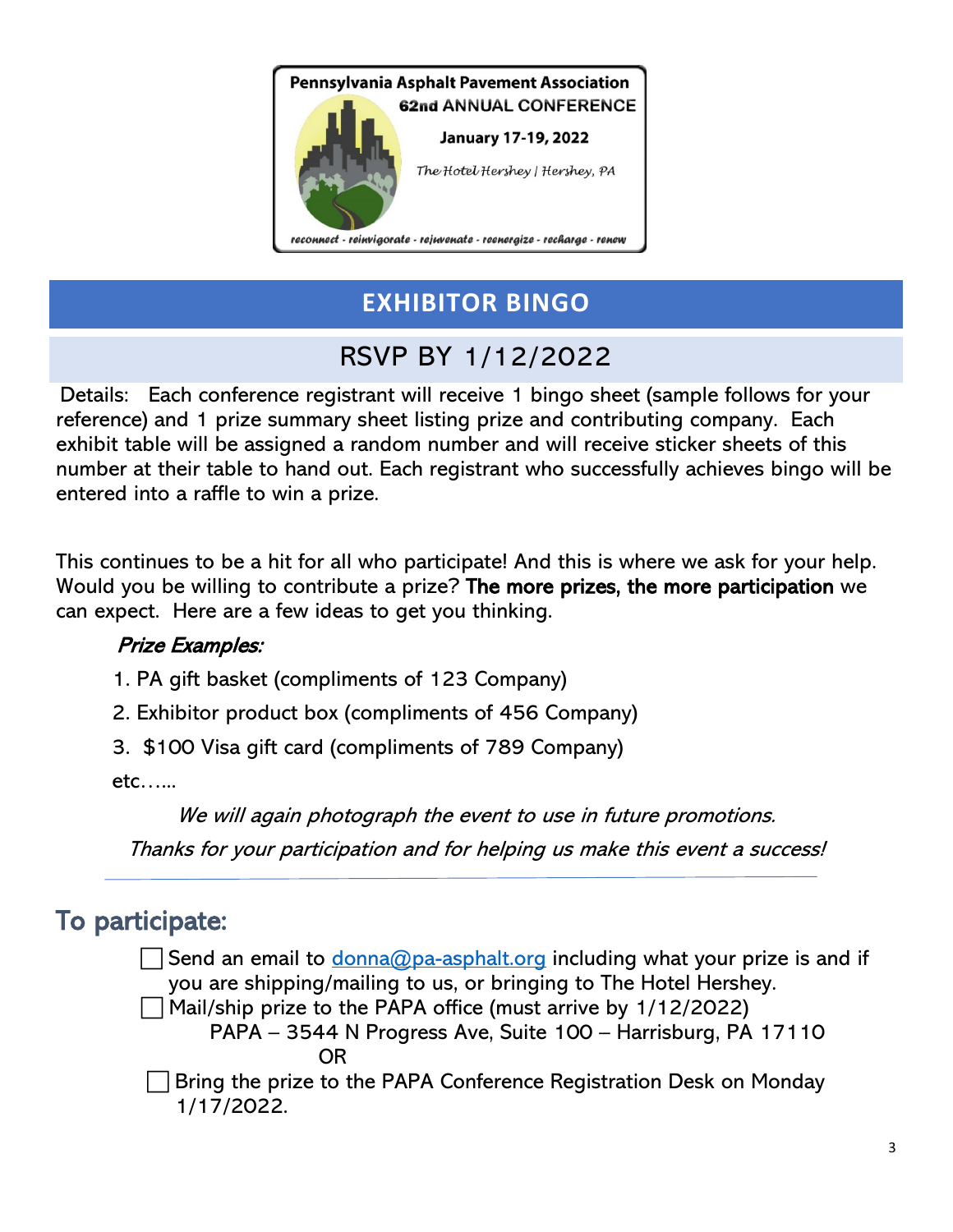Pennsylvania Asphalt Pavement Association

62nd ANNUAL CONFERENCE

January 17-19, 2022

*The Hotel Hershey | Hershey, PA*

*reconnect - reinvigorate - rejuvenate - reenergize - recharge - renew*

## EXHIBITOR BINGO

## RSVP BY 1/12/2022

Details: Each conference registrant will receive 1 bingo sheet (sample follows for your reference) and 1 prize summary sheet listing prize and contributing company. Each exhibit table will be assigned a random number and will receive sticker sheets of this number at their table to hand out. Each registrant who successfully achieves bingo will be entered into a raffle to win a prize.

This continues to be a hit for all who participate! And this is where we ask for your help. Would you be willing to contribute a prize? **The more prizes, the more participation** we can expect. Here are a few ideas to get you thinking.

*Prize Examples:*

1. PA gift basket (compliments of 123 Company)
2. Exhibitor product box (compliments of 456 Company)
3. $100 Visa gift card (compliments of 789 Company)

etc…...

*We will again photograph the event to use in future promotions.*

*Thanks for your participation and for helping us make this event a success!*

---

## To participate:

- ☐ Send an email to donna@pa-asphalt.org including what your prize is and if you are shipping/mailing to us, or bringing to The Hotel Hershey.
- ☐ Mail/ship prize to the PAPA office (must arrive by 1/12/2022)
  PAPA – 3544 N Progress Ave, Suite 100 – Harrisburg, PA 17110
  OR
- ☐ Bring the prize to the PAPA Conference Registration Desk on Monday 1/17/2022.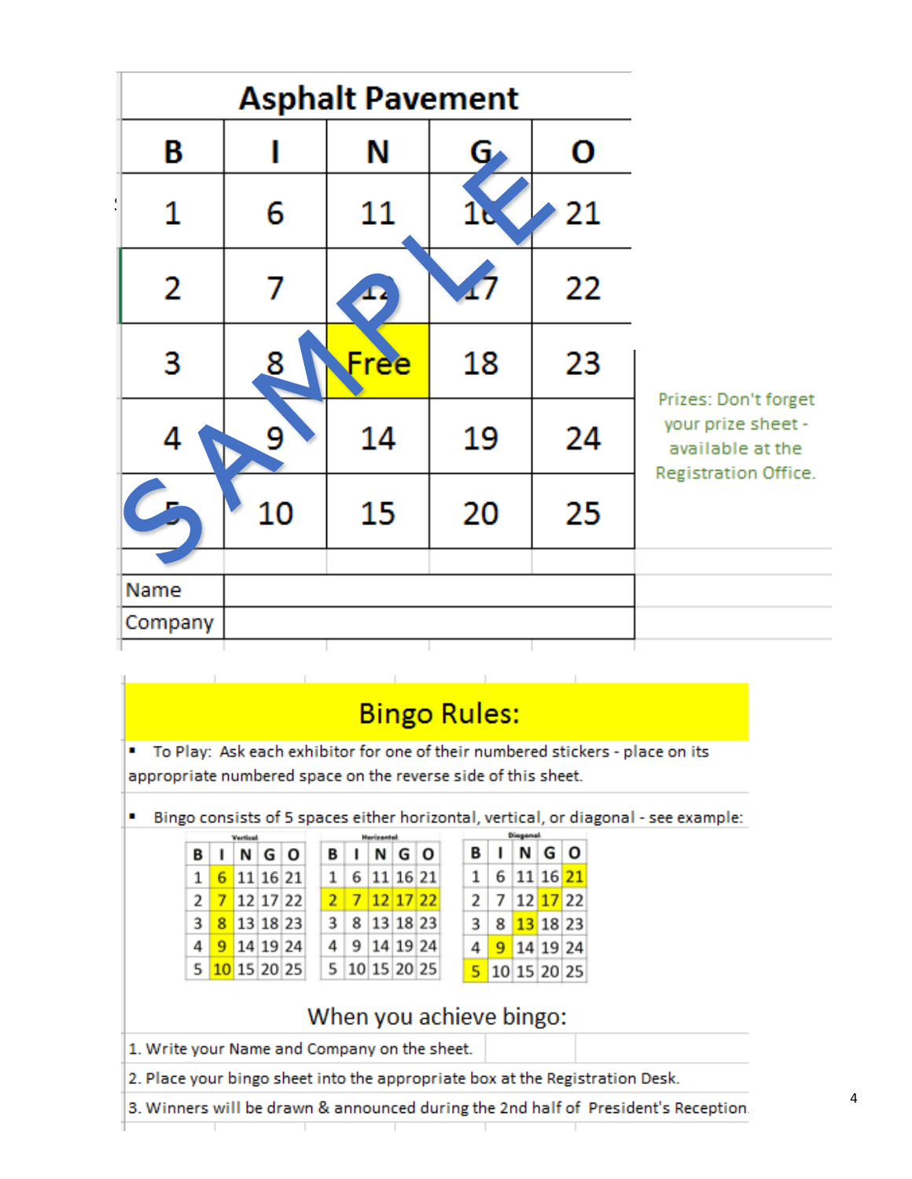## Asphalt Pavement

| B | I | N | G | O |
|---|---|---|---|---|
| 1 | 6 | 11 | 16 | 21 |
| 2 | 7 | 12 | 17 | 22 |
| 3 | 8 | Free | 18 | 23 |
| 4 | 9 | 14 | 19 | 24 |
| 5 | 10 | 15 | 20 | 25 |

SAMPLE

| | |
|---|---|
| Name | |
| Company | |

Prizes: Don't forget your prize sheet - available at the Registration Office.

## Bingo Rules:

- To Play: Ask each exhibitor for one of their numbered stickers - place on its appropriate numbered space on the reverse side of this sheet.
- Bingo consists of 5 spaces either horizontal, vertical, or diagonal - see example:

Vertical

| B | I | N | G | O |
|---|---|---|---|---|
| 1 | 6 | 11 | 16 | 21 |
| 2 | 7 | 12 | 17 | 22 |
| 3 | 8 | 13 | 18 | 23 |
| 4 | 9 | 14 | 19 | 24 |
| 5 | 10 | 15 | 20 | 25 |

Horizontal

| B | I | N | G | O |
|---|---|---|---|---|
| 1 | 6 | 11 | 16 | 21 |
| 2 | 7 | 12 | 17 | 22 |
| 3 | 8 | 13 | 18 | 23 |
| 4 | 9 | 14 | 19 | 24 |
| 5 | 10 | 15 | 20 | 25 |

Diagonal

| B | I | N | G | O |
|---|---|---|---|---|
| 1 | 6 | 11 | 16 | 21 |
| 2 | 7 | 12 | 17 | 22 |
| 3 | 8 | 13 | 18 | 23 |
| 4 | 9 | 14 | 19 | 24 |
| 5 | 10 | 15 | 20 | 25 |

### When you achieve bingo:

1. Write your Name and Company on the sheet.
2. Place your bingo sheet into the appropriate box at the Registration Desk.
3. Winners will be drawn & announced during the 2nd half of President's Reception.